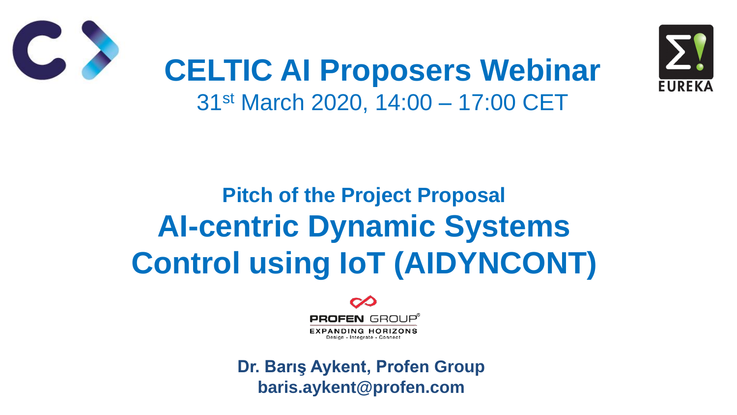# CELTIC AI Proposers Webinar

31st March 2020, 14:00 – 17:00 CET

### Pitch of the Project Proposal

## AI-centric Dynamic Systems Control using IoT (AIDYNCONT)

PROFEN GROUP®
EXPANDING HORIZONS
Design • Integrate • Connect

**Dr. Barış Aykent, Profen Group**
**baris.aykent@profen.com**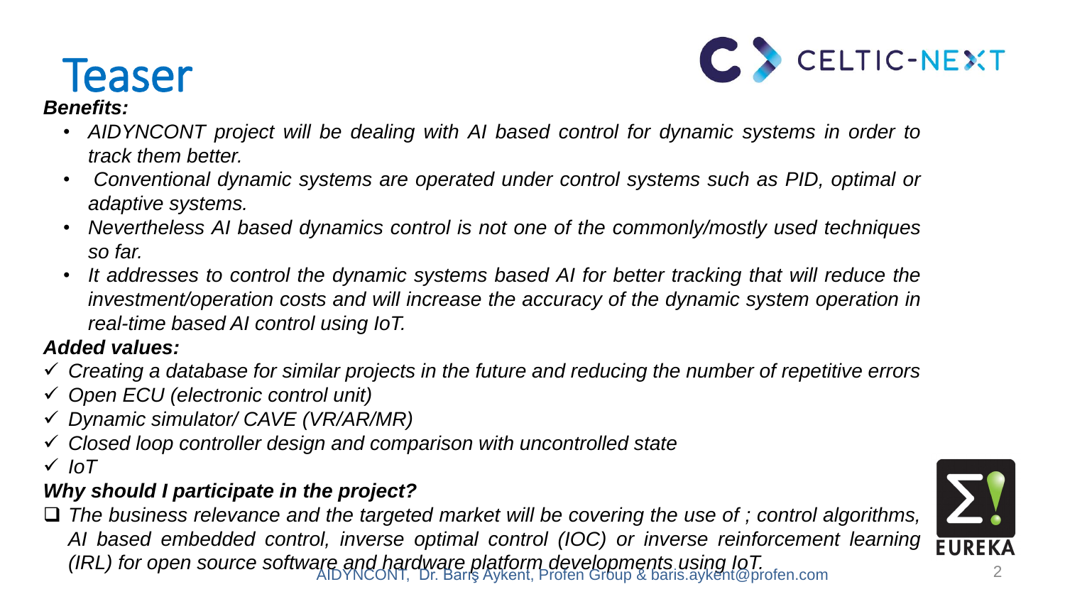# Teaser

***Benefits:***

- *AIDYNCONT project will be dealing with AI based control for dynamic systems in order to track them better.*
- *Conventional dynamic systems are operated under control systems such as PID, optimal or adaptive systems.*
- *Nevertheless AI based dynamics control is not one of the commonly/mostly used techniques so far.*
- *It addresses to control the dynamic systems based AI for better tracking that will reduce the investment/operation costs and will increase the accuracy of the dynamic system operation in real-time based AI control using IoT.*

***Added values:***

- ✓ *Creating a database for similar projects in the future and reducing the number of repetitive errors*
- ✓ *Open ECU (electronic control unit)*
- ✓ *Dynamic simulator/ CAVE (VR/AR/MR)*
- ✓ *Closed loop controller design and comparison with uncontrolled state*
- ✓ *IoT*

***Why should I participate in the project?***

- ❑ *The business relevance and the targeted market will be covering the use of ; control algorithms, AI based embedded control, inverse optimal control (IOC) or inverse reinforcement learning (IRL) for open source software and hardware platform developments using IoT.*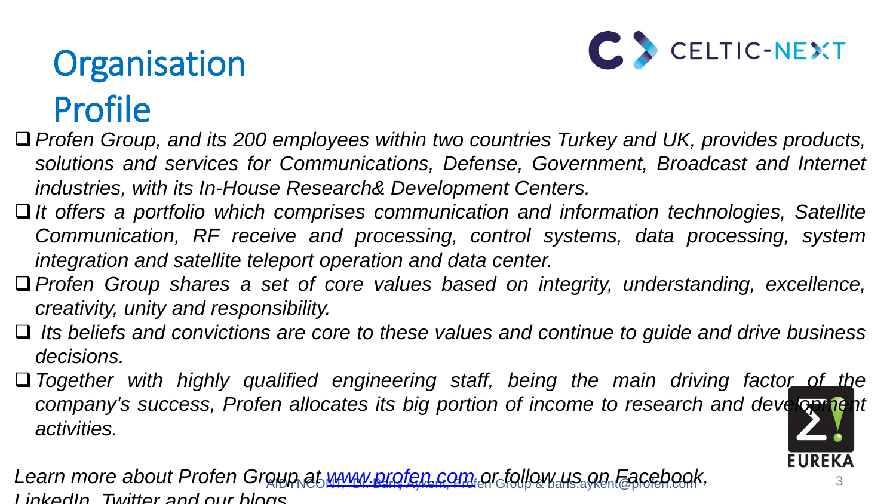# Organisation Profile

- *Profen Group, and its 200 employees within two countries Turkey and UK, provides products, solutions and services for Communications, Defense, Government, Broadcast and Internet industries, with its In-House Research& Development Centers.*
- *It offers a portfolio which comprises communication and information technologies, Satellite Communication, RF receive and processing, control systems, data processing, system integration and satellite teleport operation and data center.*
- *Profen Group shares a set of core values based on integrity, understanding, excellence, creativity, unity and responsibility.*
- *Its beliefs and convictions are core to these values and continue to guide and drive business decisions.*
- *Together with highly qualified engineering staff, being the main driving factor of the company's success, Profen allocates its big portion of income to research and development activities.*

*Learn more about Profen Group at [www.profen.com](http://www.profen.com) or follow us on Facebook, LinkedIn, Twitter and our blogs*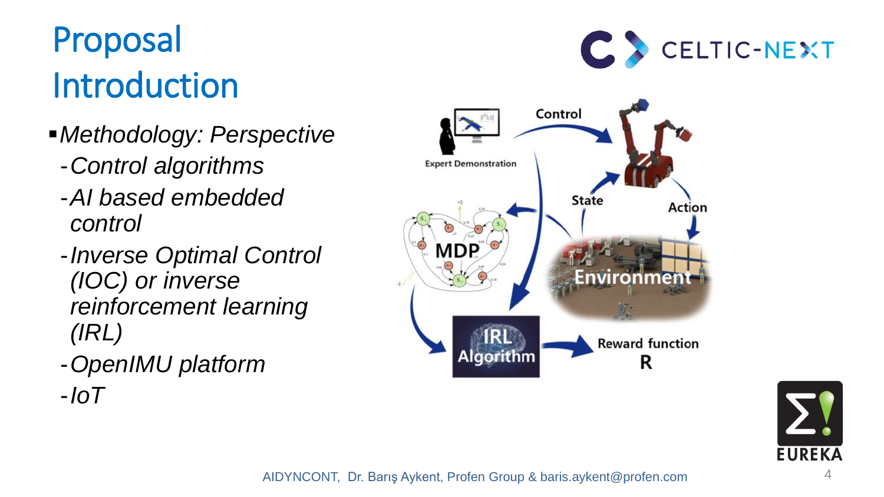# Proposal Introduction

- *Methodology: Perspective*
  - *Control algorithms*
  - *AI based embedded control*
  - *Inverse Optimal Control (IOC) or inverse reinforcement learning (IRL)*
  - *OpenIMU platform*
  - *IoT*

Expert Demonstration

Control

State

Action

MDP

Environment

IRL Algorithm

Reward function R

AIDYNCONT, Dr. Barış Aykent, Profen Group & baris.aykent@profen.com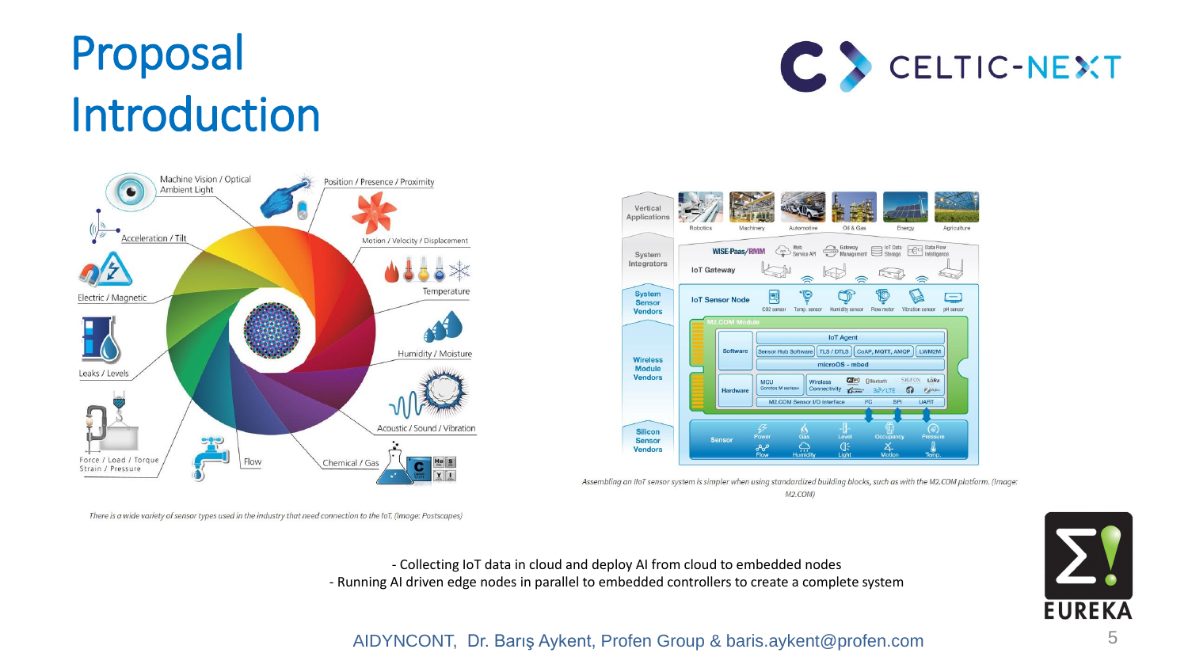# Proposal Introduction

*There is a wide variety of sensor types used in the industry that need connection to the IoT. (Image: Postscapes)*

*Assembling an IIoT sensor system is simpler when using standardized building blocks, such as with the M2.COM platform. (Image: M2.COM)*

- Collecting IoT data in cloud and deploy AI from cloud to embedded nodes
- Running AI driven edge nodes in parallel to embedded controllers to create a complete system

AIDYNCONT, Dr. Barış Aykent, Profen Group & baris.aykent@profen.com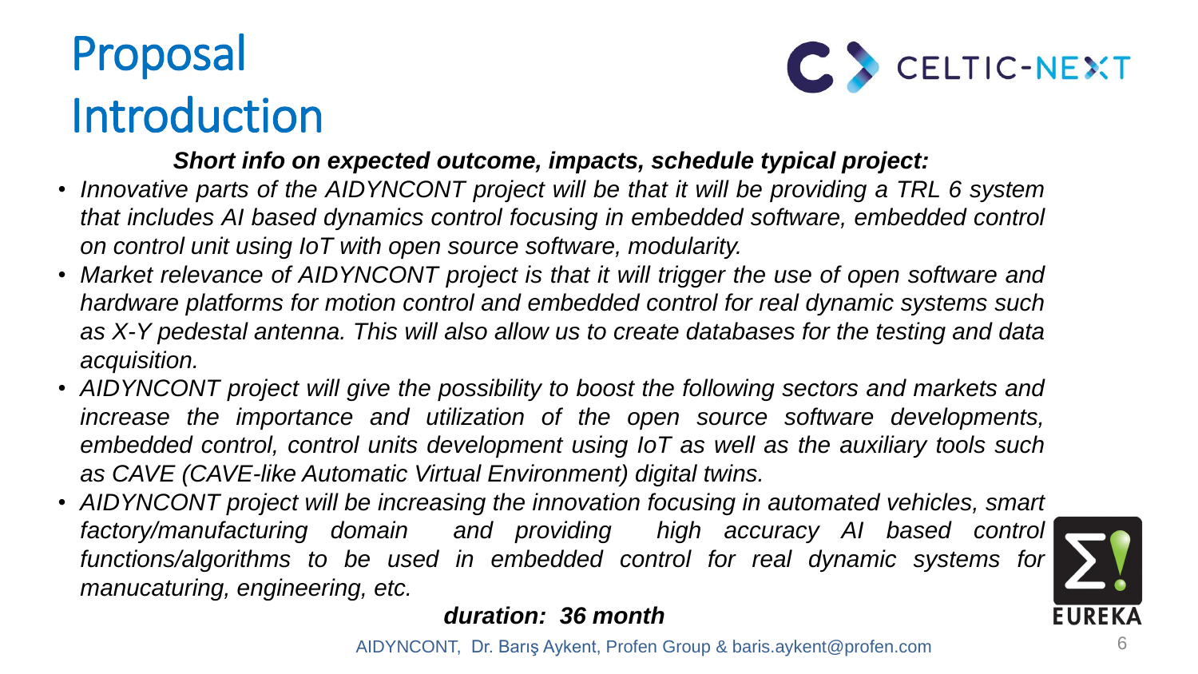# Proposal Introduction

***Short info on expected outcome, impacts, schedule typical project:***

- *Innovative parts of the AIDYNCONT project will be that it will be providing a TRL 6 system that includes AI based dynamics control focusing in embedded software, embedded control on control unit using IoT with open source software, modularity.*
- *Market relevance of AIDYNCONT project is that it will trigger the use of open software and hardware platforms for motion control and embedded control for real dynamic systems such as X-Y pedestal antenna. This will also allow us to create databases for the testing and data acquisition.*
- *AIDYNCONT project will give the possibility to boost the following sectors and markets and increase the importance and utilization of the open source software developments, embedded control, control units development using IoT as well as the auxiliary tools such as CAVE (CAVE-like Automatic Virtual Environment) digital twins.*
- *AIDYNCONT project will be increasing the innovation focusing in automated vehicles, smart factory/manufacturing domain and providing high accuracy AI based control functions/algorithms to be used in embedded control for real dynamic systems for manucaturing, engineering, etc.*

***duration: 36 month***

AIDYNCONT, Dr. Barış Aykent, Profen Group & baris.aykent@profen.com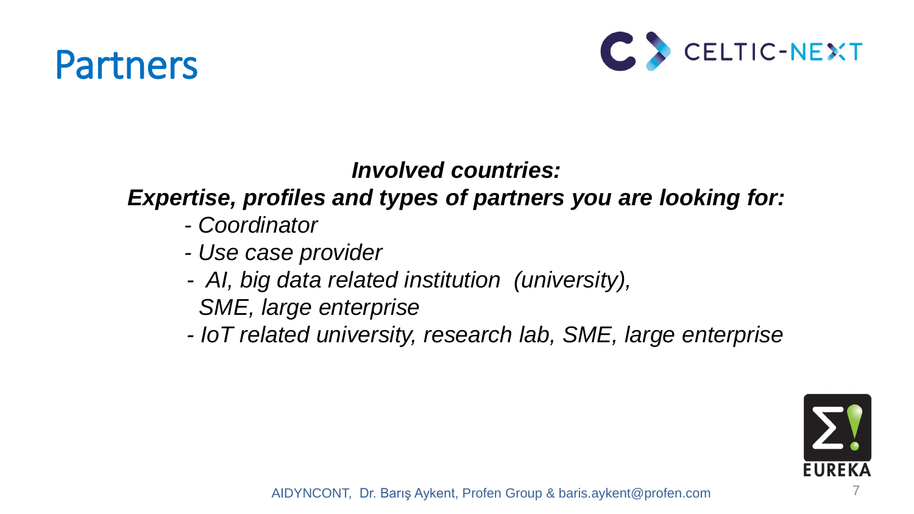# Partners

***Involved countries:***

***Expertise, profiles and types of partners you are looking for:***

- *Coordinator*
- *Use case provider*
- *AI, big data related institution (university), SME, large enterprise*
- *IoT related university, research lab, SME, large enterprise*

AIDYNCONT, Dr. Barış Aykent, Profen Group & baris.aykent@profen.com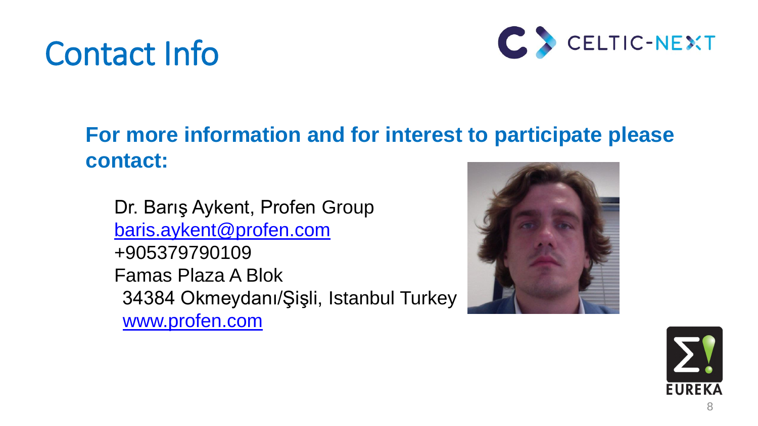# Contact Info

**For more information and for interest to participate please contact:**

Dr. Barış Aykent, Profen Group
baris.aykent@profen.com
+905379790109
Famas Plaza A Blok
34384 Okmeydanı/Şişli, Istanbul Turkey
www.profen.com